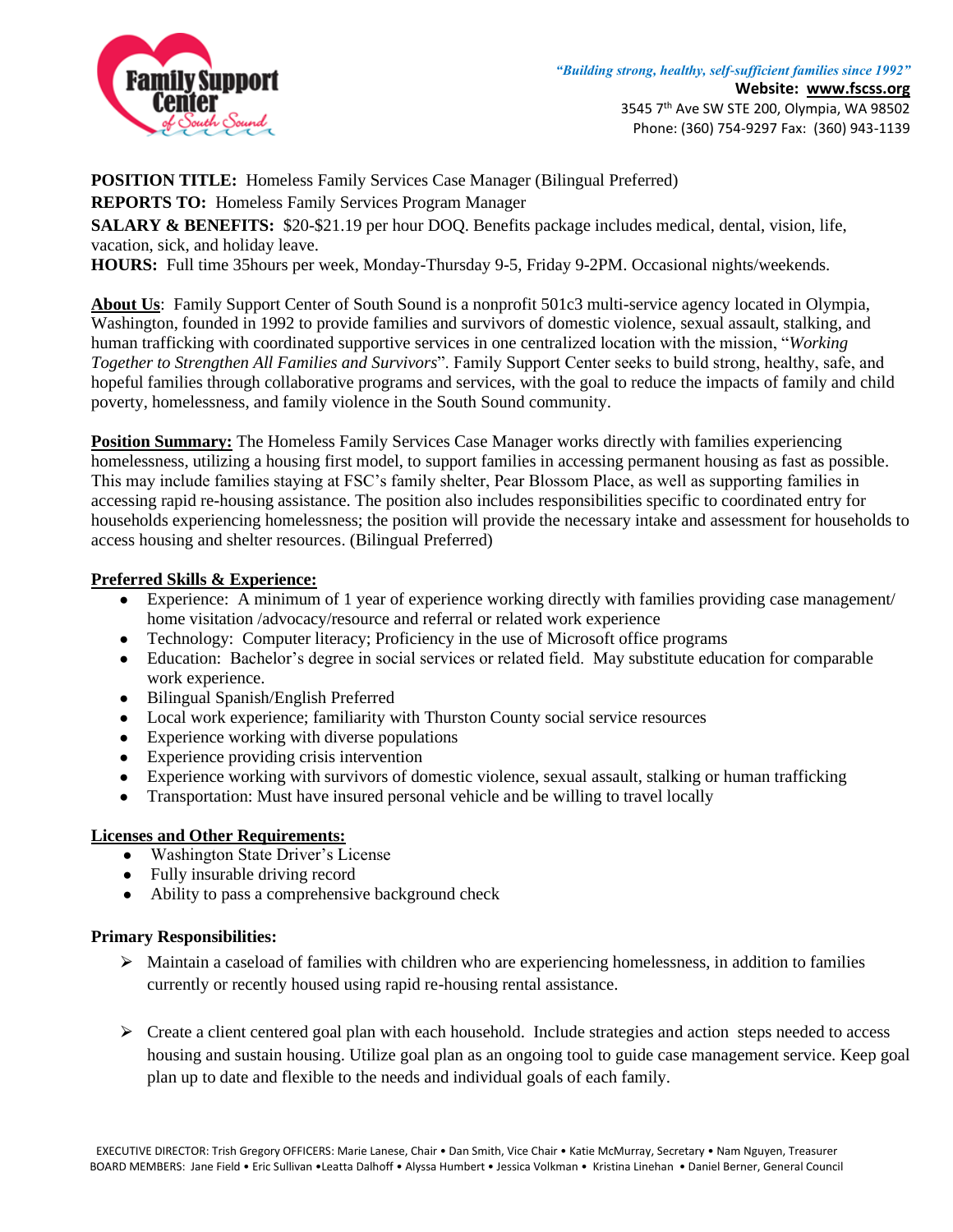*"Building strong, healthy, self-sufficient families since 1992"*
**Website: www.fscss.org**
3545 7th Ave SW STE 200, Olympia, WA 98502
Phone: (360) 754-9297 Fax: (360) 943-1139

**POSITION TITLE:** Homeless Family Services Case Manager (Bilingual Preferred)
**REPORTS TO:** Homeless Family Services Program Manager
**SALARY & BENEFITS:** $20-$21.19 per hour DOQ. Benefits package includes medical, dental, vision, life, vacation, sick, and holiday leave.
**HOURS:** Full time 35hours per week, Monday-Thursday 9-5, Friday 9-2PM. Occasional nights/weekends.

**About Us**: Family Support Center of South Sound is a nonprofit 501c3 multi-service agency located in Olympia, Washington, founded in 1992 to provide families and survivors of domestic violence, sexual assault, stalking, and human trafficking with coordinated supportive services in one centralized location with the mission, "*Working Together to Strengthen All Families and Survivors*". Family Support Center seeks to build strong, healthy, safe, and hopeful families through collaborative programs and services, with the goal to reduce the impacts of family and child poverty, homelessness, and family violence in the South Sound community.

**Position Summary:** The Homeless Family Services Case Manager works directly with families experiencing homelessness, utilizing a housing first model, to support families in accessing permanent housing as fast as possible. This may include families staying at FSC's family shelter, Pear Blossom Place, as well as supporting families in accessing rapid re-housing assistance. The position also includes responsibilities specific to coordinated entry for households experiencing homelessness; the position will provide the necessary intake and assessment for households to access housing and shelter resources. (Bilingual Preferred)

**Preferred Skills & Experience:**

- Experience: A minimum of 1 year of experience working directly with families providing case management/ home visitation /advocacy/resource and referral or related work experience
- Technology: Computer literacy; Proficiency in the use of Microsoft office programs
- Education: Bachelor's degree in social services or related field. May substitute education for comparable work experience.
- Bilingual Spanish/English Preferred
- Local work experience; familiarity with Thurston County social service resources
- Experience working with diverse populations
- Experience providing crisis intervention
- Experience working with survivors of domestic violence, sexual assault, stalking or human trafficking
- Transportation: Must have insured personal vehicle and be willing to travel locally

**Licenses and Other Requirements:**

- Washington State Driver's License
- Fully insurable driving record
- Ability to pass a comprehensive background check

**Primary Responsibilities:**

- Maintain a caseload of families with children who are experiencing homelessness, in addition to families currently or recently housed using rapid re-housing rental assistance.

- Create a client centered goal plan with each household. Include strategies and action steps needed to access housing and sustain housing. Utilize goal plan as an ongoing tool to guide case management service. Keep goal plan up to date and flexible to the needs and individual goals of each family.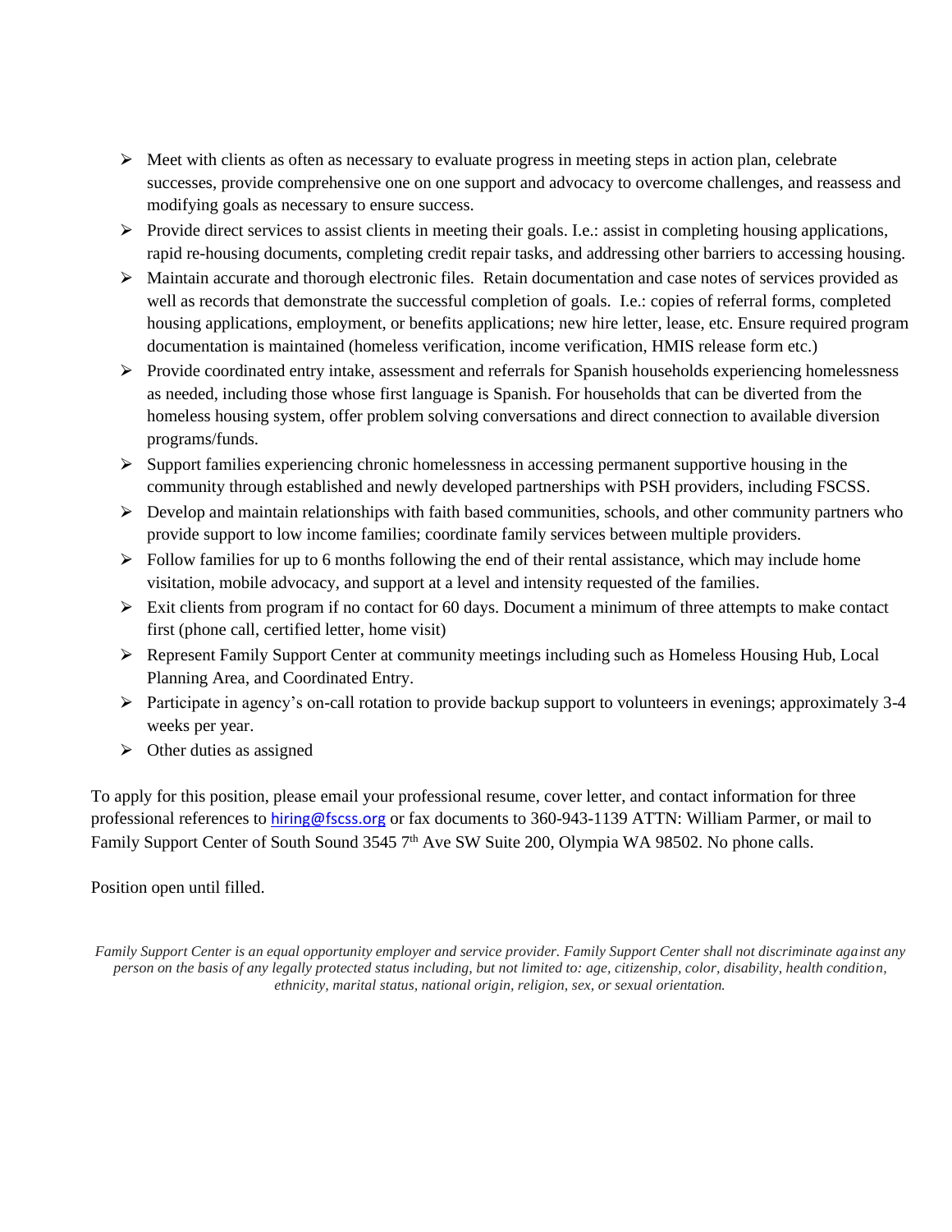- Meet with clients as often as necessary to evaluate progress in meeting steps in action plan, celebrate successes, provide comprehensive one on one support and advocacy to overcome challenges, and reassess and modifying goals as necessary to ensure success.
- Provide direct services to assist clients in meeting their goals. I.e.: assist in completing housing applications, rapid re-housing documents, completing credit repair tasks, and addressing other barriers to accessing housing.
- Maintain accurate and thorough electronic files. Retain documentation and case notes of services provided as well as records that demonstrate the successful completion of goals. I.e.: copies of referral forms, completed housing applications, employment, or benefits applications; new hire letter, lease, etc. Ensure required program documentation is maintained (homeless verification, income verification, HMIS release form etc.)
- Provide coordinated entry intake, assessment and referrals for Spanish households experiencing homelessness as needed, including those whose first language is Spanish. For households that can be diverted from the homeless housing system, offer problem solving conversations and direct connection to available diversion programs/funds.
- Support families experiencing chronic homelessness in accessing permanent supportive housing in the community through established and newly developed partnerships with PSH providers, including FSCSS.
- Develop and maintain relationships with faith based communities, schools, and other community partners who provide support to low income families; coordinate family services between multiple providers.
- Follow families for up to 6 months following the end of their rental assistance, which may include home visitation, mobile advocacy, and support at a level and intensity requested of the families.
- Exit clients from program if no contact for 60 days. Document a minimum of three attempts to make contact first (phone call, certified letter, home visit)
- Represent Family Support Center at community meetings including such as Homeless Housing Hub, Local Planning Area, and Coordinated Entry.
- Participate in agency's on-call rotation to provide backup support to volunteers in evenings; approximately 3-4 weeks per year.
- Other duties as assigned

To apply for this position, please email your professional resume, cover letter, and contact information for three professional references to hiring@fscss.org or fax documents to 360-943-1139 ATTN: William Parmer, or mail to Family Support Center of South Sound 3545 7th Ave SW Suite 200, Olympia WA 98502. No phone calls.

Position open until filled.

*Family Support Center is an equal opportunity employer and service provider. Family Support Center shall not discriminate against any person on the basis of any legally protected status including, but not limited to: age, citizenship, color, disability, health condition, ethnicity, marital status, national origin, religion, sex, or sexual orientation.*